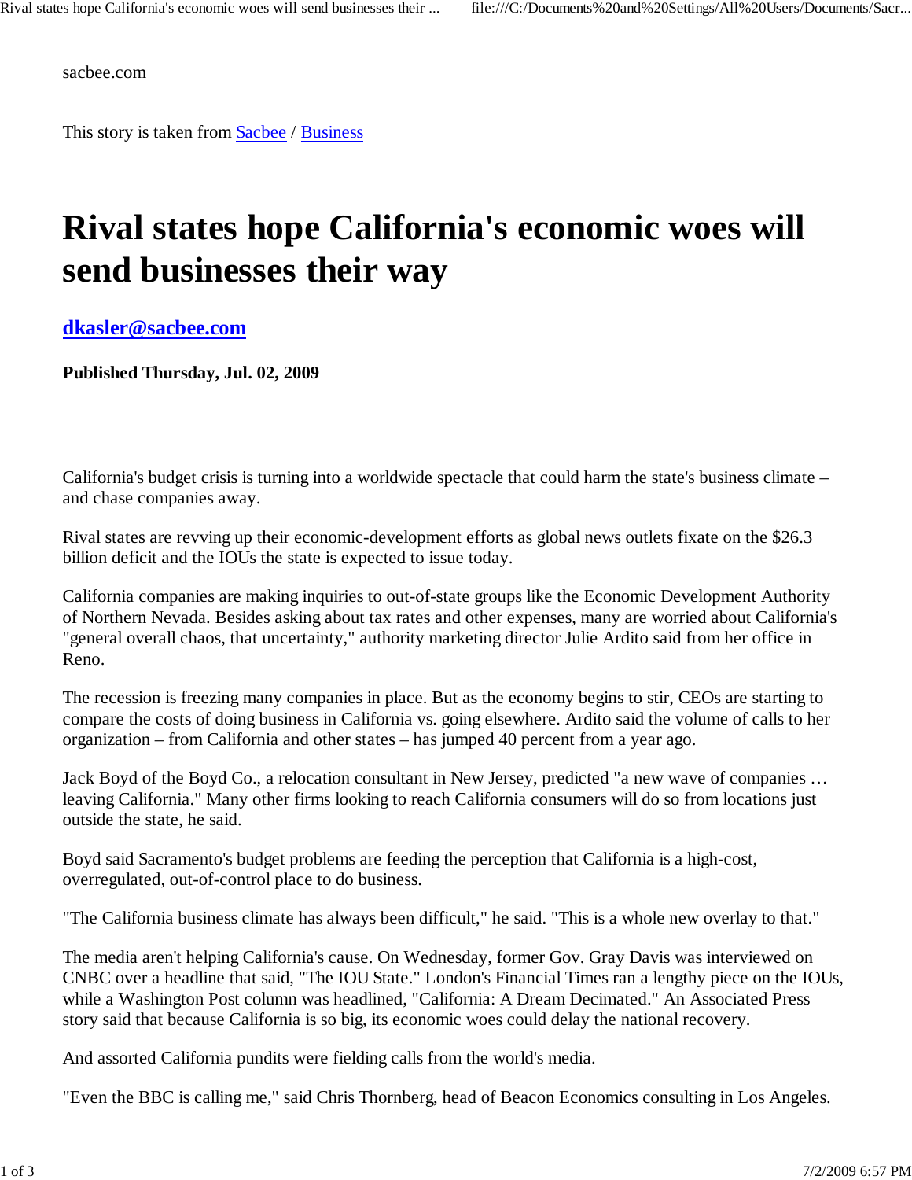sacbee.com

This story is taken from Sacbee / Business

# Rival states hope California's economic woes will send businesses their way

**dkasler@sacbee.com**

**Published Thursday, Jul. 02, 2009**

California's budget crisis is turning into a worldwide spectacle that could harm the state's business climate – and chase companies away.

Rival states are revving up their economic-development efforts as global news outlets fixate on the $26.3 billion deficit and the IOUs the state is expected to issue today.

California companies are making inquiries to out-of-state groups like the Economic Development Authority of Northern Nevada. Besides asking about tax rates and other expenses, many are worried about California's "general overall chaos, that uncertainty," authority marketing director Julie Ardito said from her office in Reno.

The recession is freezing many companies in place. But as the economy begins to stir, CEOs are starting to compare the costs of doing business in California vs. going elsewhere. Ardito said the volume of calls to her organization – from California and other states – has jumped 40 percent from a year ago.

Jack Boyd of the Boyd Co., a relocation consultant in New Jersey, predicted "a new wave of companies … leaving California." Many other firms looking to reach California consumers will do so from locations just outside the state, he said.

Boyd said Sacramento's budget problems are feeding the perception that California is a high-cost, overregulated, out-of-control place to do business.

"The California business climate has always been difficult," he said. "This is a whole new overlay to that."

The media aren't helping California's cause. On Wednesday, former Gov. Gray Davis was interviewed on CNBC over a headline that said, "The IOU State." London's Financial Times ran a lengthy piece on the IOUs, while a Washington Post column was headlined, "California: A Dream Decimated." An Associated Press story said that because California is so big, its economic woes could delay the national recovery.

And assorted California pundits were fielding calls from the world's media.

"Even the BBC is calling me," said Chris Thornberg, head of Beacon Economics consulting in Los Angeles.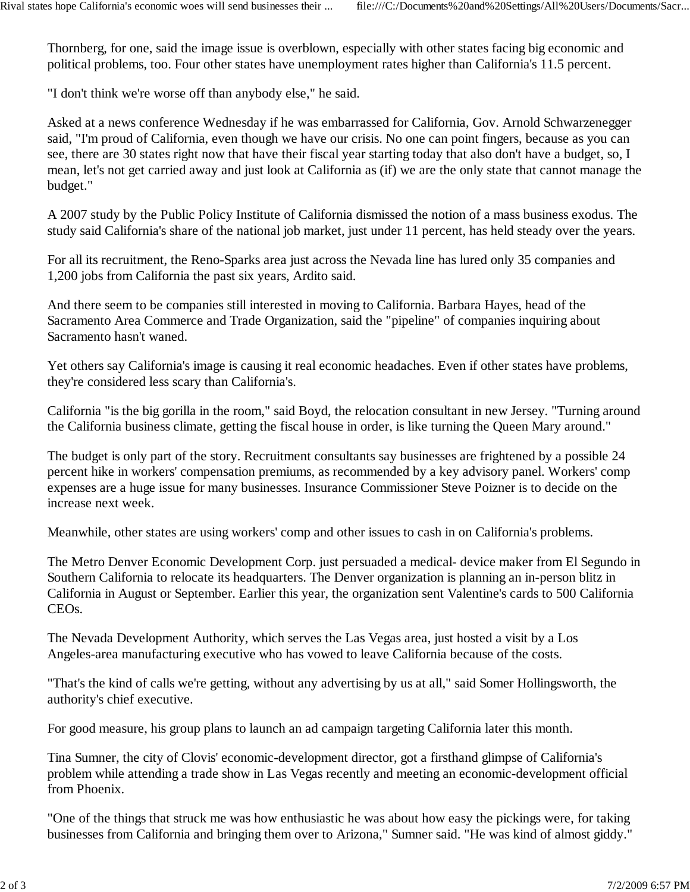Thornberg, for one, said the image issue is overblown, especially with other states facing big economic and political problems, too. Four other states have unemployment rates higher than California's 11.5 percent.

"I don't think we're worse off than anybody else," he said.

Asked at a news conference Wednesday if he was embarrassed for California, Gov. Arnold Schwarzenegger said, "I'm proud of California, even though we have our crisis. No one can point fingers, because as you can see, there are 30 states right now that have their fiscal year starting today that also don't have a budget, so, I mean, let's not get carried away and just look at California as (if) we are the only state that cannot manage the budget."

A 2007 study by the Public Policy Institute of California dismissed the notion of a mass business exodus. The study said California's share of the national job market, just under 11 percent, has held steady over the years.

For all its recruitment, the Reno-Sparks area just across the Nevada line has lured only 35 companies and 1,200 jobs from California the past six years, Ardito said.

And there seem to be companies still interested in moving to California. Barbara Hayes, head of the Sacramento Area Commerce and Trade Organization, said the "pipeline" of companies inquiring about Sacramento hasn't waned.

Yet others say California's image is causing it real economic headaches. Even if other states have problems, they're considered less scary than California's.

California "is the big gorilla in the room," said Boyd, the relocation consultant in new Jersey. "Turning around the California business climate, getting the fiscal house in order, is like turning the Queen Mary around."

The budget is only part of the story. Recruitment consultants say businesses are frightened by a possible 24 percent hike in workers' compensation premiums, as recommended by a key advisory panel. Workers' comp expenses are a huge issue for many businesses. Insurance Commissioner Steve Poizner is to decide on the increase next week.

Meanwhile, other states are using workers' comp and other issues to cash in on California's problems.

The Metro Denver Economic Development Corp. just persuaded a medical- device maker from El Segundo in Southern California to relocate its headquarters. The Denver organization is planning an in-person blitz in California in August or September. Earlier this year, the organization sent Valentine's cards to 500 California CEOs.

The Nevada Development Authority, which serves the Las Vegas area, just hosted a visit by a Los Angeles-area manufacturing executive who has vowed to leave California because of the costs.

"That's the kind of calls we're getting, without any advertising by us at all," said Somer Hollingsworth, the authority's chief executive.

For good measure, his group plans to launch an ad campaign targeting California later this month.

Tina Sumner, the city of Clovis' economic-development director, got a firsthand glimpse of California's problem while attending a trade show in Las Vegas recently and meeting an economic-development official from Phoenix.

"One of the things that struck me was how enthusiastic he was about how easy the pickings were, for taking businesses from California and bringing them over to Arizona," Sumner said. "He was kind of almost giddy."